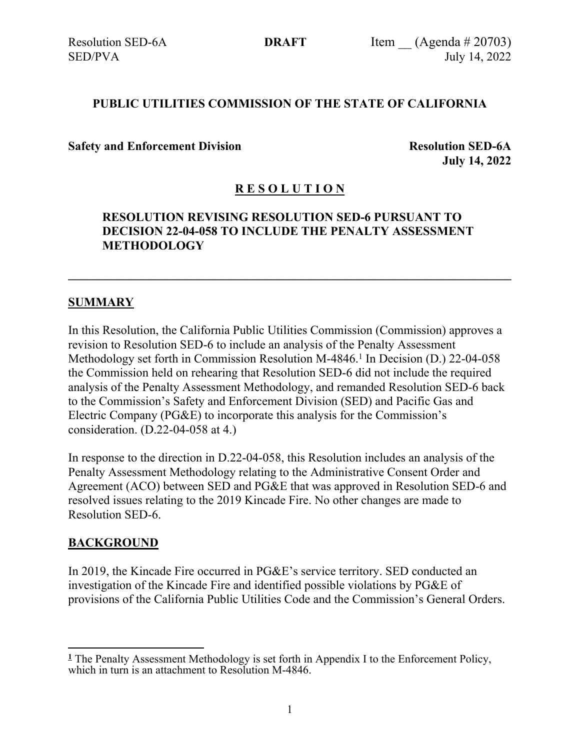**PUBLIC UTILITIES COMMISSION OF THE STATE OF CALIFORNIA**

**Safety and Enforcement Division** **Resolution SED-6A**
**July 14, 2022**

# R E S O L U T I O N

## RESOLUTION REVISING RESOLUTION SED-6 PURSUANT TO DECISION 22-04-058 TO INCLUDE THE PENALTY ASSESSMENT METHODOLOGY

---

## SUMMARY

In this Resolution, the California Public Utilities Commission (Commission) approves a revision to Resolution SED-6 to include an analysis of the Penalty Assessment Methodology set forth in Commission Resolution M-4846.[1] In Decision (D.) 22-04-058 the Commission held on rehearing that Resolution SED-6 did not include the required analysis of the Penalty Assessment Methodology, and remanded Resolution SED-6 back to the Commission's Safety and Enforcement Division (SED) and Pacific Gas and Electric Company (PG&E) to incorporate this analysis for the Commission's consideration. (D.22-04-058 at 4.)

In response to the direction in D.22-04-058, this Resolution includes an analysis of the Penalty Assessment Methodology relating to the Administrative Consent Order and Agreement (ACO) between SED and PG&E that was approved in Resolution SED-6 and resolved issues relating to the 2019 Kincade Fire. No other changes are made to Resolution SED-6.

## BACKGROUND

In 2019, the Kincade Fire occurred in PG&E's service territory. SED conducted an investigation of the Kincade Fire and identified possible violations by PG&E of provisions of the California Public Utilities Code and the Commission's General Orders.

---

[1] The Penalty Assessment Methodology is set forth in Appendix I to the Enforcement Policy, which in turn is an attachment to Resolution M-4846.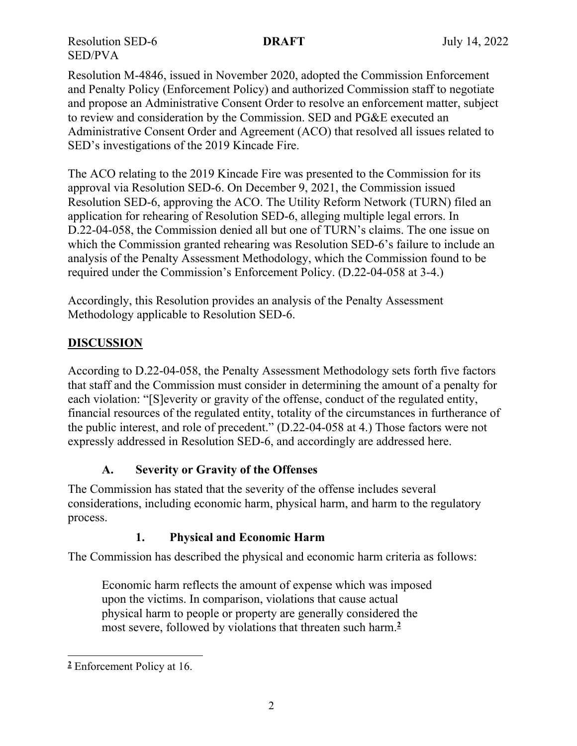Resolution M-4846, issued in November 2020, adopted the Commission Enforcement and Penalty Policy (Enforcement Policy) and authorized Commission staff to negotiate and propose an Administrative Consent Order to resolve an enforcement matter, subject to review and consideration by the Commission. SED and PG&E executed an Administrative Consent Order and Agreement (ACO) that resolved all issues related to SED's investigations of the 2019 Kincade Fire.

The ACO relating to the 2019 Kincade Fire was presented to the Commission for its approval via Resolution SED-6. On December 9, 2021, the Commission issued Resolution SED-6, approving the ACO. The Utility Reform Network (TURN) filed an application for rehearing of Resolution SED-6, alleging multiple legal errors. In D.22-04-058, the Commission denied all but one of TURN's claims. The one issue on which the Commission granted rehearing was Resolution SED-6's failure to include an analysis of the Penalty Assessment Methodology, which the Commission found to be required under the Commission's Enforcement Policy. (D.22-04-058 at 3-4.)

Accordingly, this Resolution provides an analysis of the Penalty Assessment Methodology applicable to Resolution SED-6.

## DISCUSSION

According to D.22-04-058, the Penalty Assessment Methodology sets forth five factors that staff and the Commission must consider in determining the amount of a penalty for each violation: "[S]everity or gravity of the offense, conduct of the regulated entity, financial resources of the regulated entity, totality of the circumstances in furtherance of the public interest, and role of precedent." (D.22-04-058 at 4.) Those factors were not expressly addressed in Resolution SED-6, and accordingly are addressed here.

### A. Severity or Gravity of the Offenses

The Commission has stated that the severity of the offense includes several considerations, including economic harm, physical harm, and harm to the regulatory process.

#### 1. Physical and Economic Harm

The Commission has described the physical and economic harm criteria as follows:

> Economic harm reflects the amount of expense which was imposed upon the victims. In comparison, violations that cause actual physical harm to people or property are generally considered the most severe, followed by violations that threaten such harm.[2]

[2] Enforcement Policy at 16.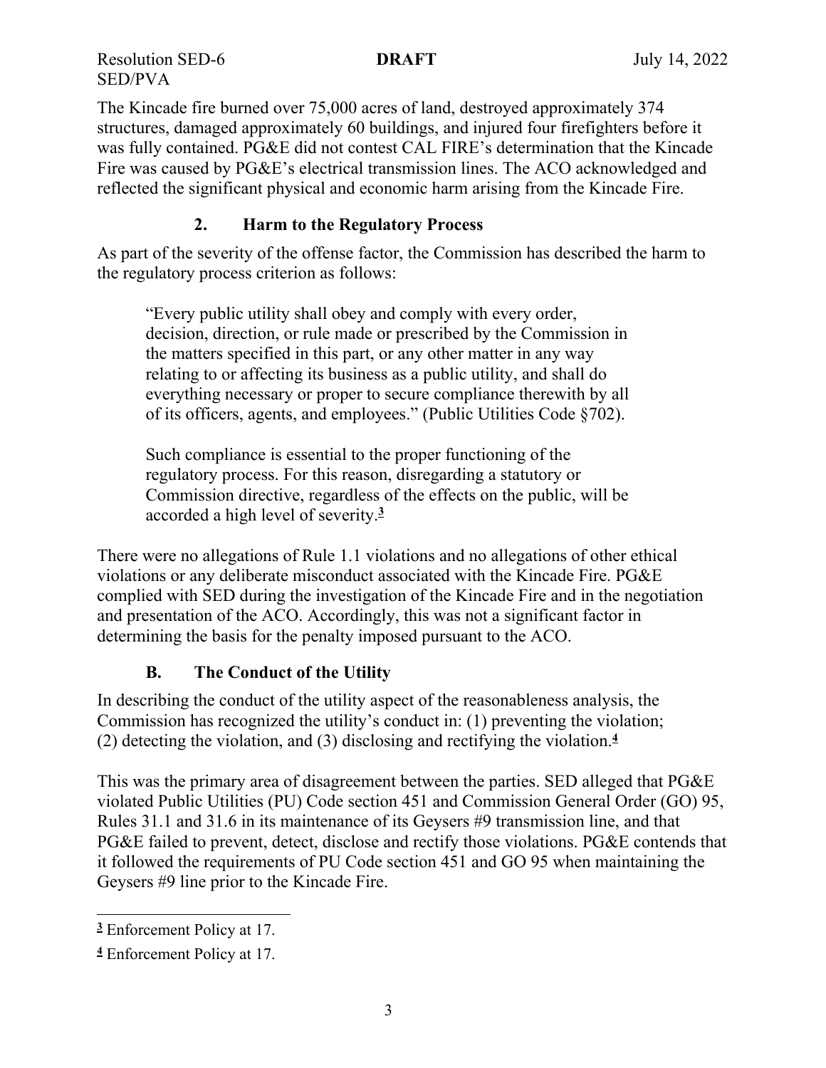The Kincade fire burned over 75,000 acres of land, destroyed approximately 374 structures, damaged approximately 60 buildings, and injured four firefighters before it was fully contained. PG&E did not contest CAL FIRE's determination that the Kincade Fire was caused by PG&E's electrical transmission lines. The ACO acknowledged and reflected the significant physical and economic harm arising from the Kincade Fire.

### 2. Harm to the Regulatory Process

As part of the severity of the offense factor, the Commission has described the harm to the regulatory process criterion as follows:

> "Every public utility shall obey and comply with every order, decision, direction, or rule made or prescribed by the Commission in the matters specified in this part, or any other matter in any way relating to or affecting its business as a public utility, and shall do everything necessary or proper to secure compliance therewith by all of its officers, agents, and employees." (Public Utilities Code §702).
>
> Such compliance is essential to the proper functioning of the regulatory process. For this reason, disregarding a statutory or Commission directive, regardless of the effects on the public, will be accorded a high level of severity.[3]

There were no allegations of Rule 1.1 violations and no allegations of other ethical violations or any deliberate misconduct associated with the Kincade Fire. PG&E complied with SED during the investigation of the Kincade Fire and in the negotiation and presentation of the ACO. Accordingly, this was not a significant factor in determining the basis for the penalty imposed pursuant to the ACO.

## B. The Conduct of the Utility

In describing the conduct of the utility aspect of the reasonableness analysis, the Commission has recognized the utility's conduct in: (1) preventing the violation; (2) detecting the violation, and (3) disclosing and rectifying the violation.[4]

This was the primary area of disagreement between the parties. SED alleged that PG&E violated Public Utilities (PU) Code section 451 and Commission General Order (GO) 95, Rules 31.1 and 31.6 in its maintenance of its Geysers #9 transmission line, and that PG&E failed to prevent, detect, disclose and rectify those violations. PG&E contends that it followed the requirements of PU Code section 451 and GO 95 when maintaining the Geysers #9 line prior to the Kincade Fire.

---

[3] Enforcement Policy at 17.

[4] Enforcement Policy at 17.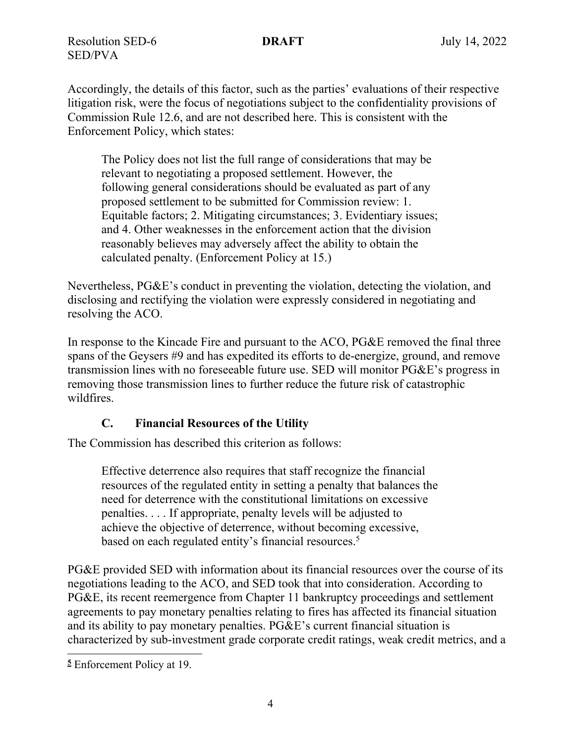Accordingly, the details of this factor, such as the parties' evaluations of their respective litigation risk, were the focus of negotiations subject to the confidentiality provisions of Commission Rule 12.6, and are not described here. This is consistent with the Enforcement Policy, which states:

> The Policy does not list the full range of considerations that may be relevant to negotiating a proposed settlement. However, the following general considerations should be evaluated as part of any proposed settlement to be submitted for Commission review: 1. Equitable factors; 2. Mitigating circumstances; 3. Evidentiary issues; and 4. Other weaknesses in the enforcement action that the division reasonably believes may adversely affect the ability to obtain the calculated penalty. (Enforcement Policy at 15.)

Nevertheless, PG&E's conduct in preventing the violation, detecting the violation, and disclosing and rectifying the violation were expressly considered in negotiating and resolving the ACO.

In response to the Kincade Fire and pursuant to the ACO, PG&E removed the final three spans of the Geysers #9 and has expedited its efforts to de-energize, ground, and remove transmission lines with no foreseeable future use. SED will monitor PG&E's progress in removing those transmission lines to further reduce the future risk of catastrophic wildfires.

### C. Financial Resources of the Utility

The Commission has described this criterion as follows:

> Effective deterrence also requires that staff recognize the financial resources of the regulated entity in setting a penalty that balances the need for deterrence with the constitutional limitations on excessive penalties. . . . If appropriate, penalty levels will be adjusted to achieve the objective of deterrence, without becoming excessive, based on each regulated entity's financial resources.[5]

PG&E provided SED with information about its financial resources over the course of its negotiations leading to the ACO, and SED took that into consideration. According to PG&E, its recent reemergence from Chapter 11 bankruptcy proceedings and settlement agreements to pay monetary penalties relating to fires has affected its financial situation and its ability to pay monetary penalties. PG&E's current financial situation is characterized by sub-investment grade corporate credit ratings, weak credit metrics, and a

---

[5] Enforcement Policy at 19.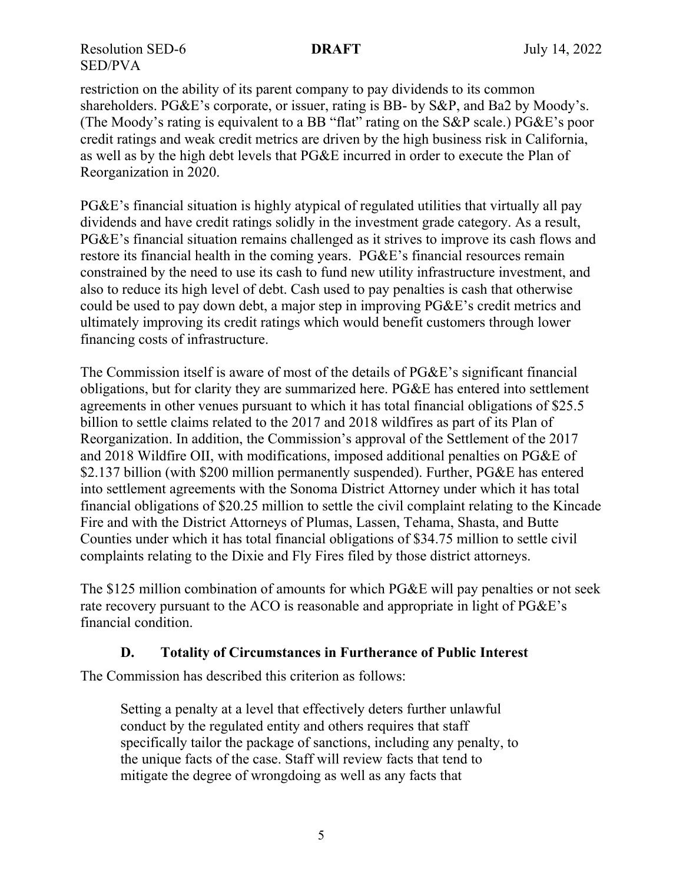restriction on the ability of its parent company to pay dividends to its common shareholders. PG&E's corporate, or issuer, rating is BB- by S&P, and Ba2 by Moody's. (The Moody's rating is equivalent to a BB "flat" rating on the S&P scale.) PG&E's poor credit ratings and weak credit metrics are driven by the high business risk in California, as well as by the high debt levels that PG&E incurred in order to execute the Plan of Reorganization in 2020.

PG&E's financial situation is highly atypical of regulated utilities that virtually all pay dividends and have credit ratings solidly in the investment grade category. As a result, PG&E's financial situation remains challenged as it strives to improve its cash flows and restore its financial health in the coming years. PG&E's financial resources remain constrained by the need to use its cash to fund new utility infrastructure investment, and also to reduce its high level of debt. Cash used to pay penalties is cash that otherwise could be used to pay down debt, a major step in improving PG&E's credit metrics and ultimately improving its credit ratings which would benefit customers through lower financing costs of infrastructure.

The Commission itself is aware of most of the details of PG&E's significant financial obligations, but for clarity they are summarized here. PG&E has entered into settlement agreements in other venues pursuant to which it has total financial obligations of $25.5 billion to settle claims related to the 2017 and 2018 wildfires as part of its Plan of Reorganization. In addition, the Commission's approval of the Settlement of the 2017 and 2018 Wildfire OII, with modifications, imposed additional penalties on PG&E of $2.137 billion (with $200 million permanently suspended). Further, PG&E has entered into settlement agreements with the Sonoma District Attorney under which it has total financial obligations of $20.25 million to settle the civil complaint relating to the Kincade Fire and with the District Attorneys of Plumas, Lassen, Tehama, Shasta, and Butte Counties under which it has total financial obligations of $34.75 million to settle civil complaints relating to the Dixie and Fly Fires filed by those district attorneys.

The $125 million combination of amounts for which PG&E will pay penalties or not seek rate recovery pursuant to the ACO is reasonable and appropriate in light of PG&E's financial condition.

### D. Totality of Circumstances in Furtherance of Public Interest

The Commission has described this criterion as follows:

> Setting a penalty at a level that effectively deters further unlawful conduct by the regulated entity and others requires that staff specifically tailor the package of sanctions, including any penalty, to the unique facts of the case. Staff will review facts that tend to mitigate the degree of wrongdoing as well as any facts that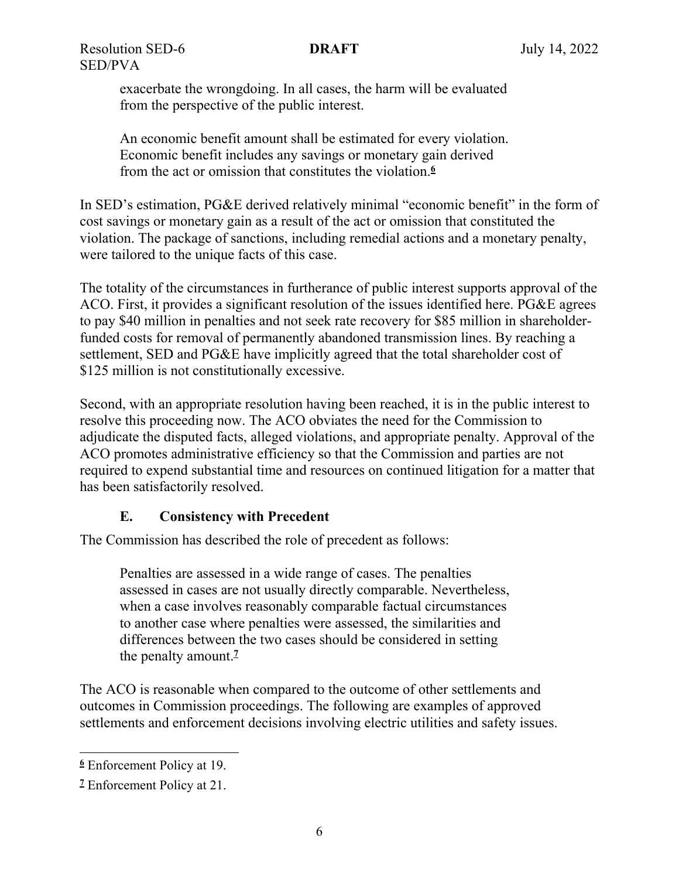> exacerbate the wrongdoing. In all cases, the harm will be evaluated from the perspective of the public interest.
>
> An economic benefit amount shall be estimated for every violation. Economic benefit includes any savings or monetary gain derived from the act or omission that constitutes the violation.[6]

In SED's estimation, PG&E derived relatively minimal "economic benefit" in the form of cost savings or monetary gain as a result of the act or omission that constituted the violation. The package of sanctions, including remedial actions and a monetary penalty, were tailored to the unique facts of this case.

The totality of the circumstances in furtherance of public interest supports approval of the ACO. First, it provides a significant resolution of the issues identified here. PG&E agrees to pay $40 million in penalties and not seek rate recovery for $85 million in shareholder-funded costs for removal of permanently abandoned transmission lines. By reaching a settlement, SED and PG&E have implicitly agreed that the total shareholder cost of $125 million is not constitutionally excessive.

Second, with an appropriate resolution having been reached, it is in the public interest to resolve this proceeding now. The ACO obviates the need for the Commission to adjudicate the disputed facts, alleged violations, and appropriate penalty. Approval of the ACO promotes administrative efficiency so that the Commission and parties are not required to expend substantial time and resources on continued litigation for a matter that has been satisfactorily resolved.

### E. Consistency with Precedent

The Commission has described the role of precedent as follows:

> Penalties are assessed in a wide range of cases. The penalties assessed in cases are not usually directly comparable. Nevertheless, when a case involves reasonably comparable factual circumstances to another case where penalties were assessed, the similarities and differences between the two cases should be considered in setting the penalty amount.[7]

The ACO is reasonable when compared to the outcome of other settlements and outcomes in Commission proceedings. The following are examples of approved settlements and enforcement decisions involving electric utilities and safety issues.

---

[6] Enforcement Policy at 19.

[7] Enforcement Policy at 21.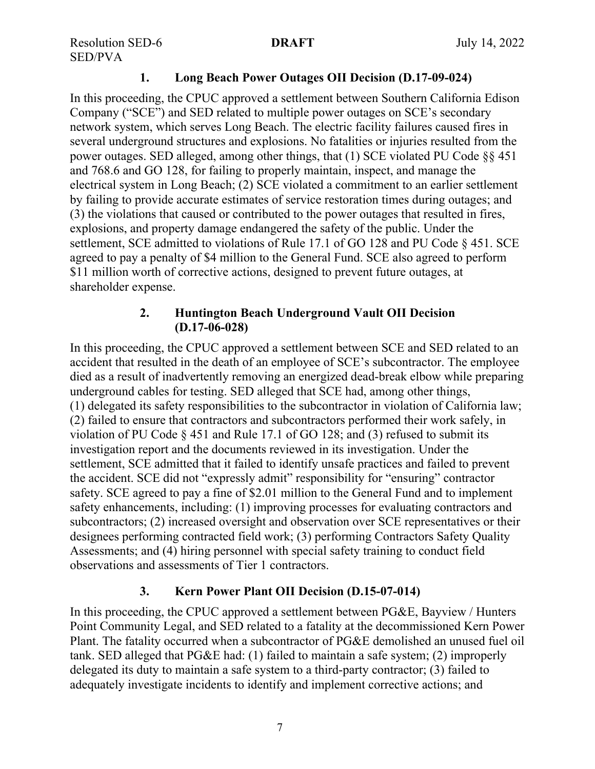### 1. Long Beach Power Outages OII Decision (D.17-09-024)

In this proceeding, the CPUC approved a settlement between Southern California Edison Company ("SCE") and SED related to multiple power outages on SCE's secondary network system, which serves Long Beach. The electric facility failures caused fires in several underground structures and explosions. No fatalities or injuries resulted from the power outages. SED alleged, among other things, that (1) SCE violated PU Code §§ 451 and 768.6 and GO 128, for failing to properly maintain, inspect, and manage the electrical system in Long Beach; (2) SCE violated a commitment to an earlier settlement by failing to provide accurate estimates of service restoration times during outages; and (3) the violations that caused or contributed to the power outages that resulted in fires, explosions, and property damage endangered the safety of the public. Under the settlement, SCE admitted to violations of Rule 17.1 of GO 128 and PU Code § 451. SCE agreed to pay a penalty of $4 million to the General Fund. SCE also agreed to perform $11 million worth of corrective actions, designed to prevent future outages, at shareholder expense.

### 2. Huntington Beach Underground Vault OII Decision (D.17-06-028)

In this proceeding, the CPUC approved a settlement between SCE and SED related to an accident that resulted in the death of an employee of SCE's subcontractor. The employee died as a result of inadvertently removing an energized dead-break elbow while preparing underground cables for testing. SED alleged that SCE had, among other things, (1) delegated its safety responsibilities to the subcontractor in violation of California law; (2) failed to ensure that contractors and subcontractors performed their work safely, in violation of PU Code § 451 and Rule 17.1 of GO 128; and (3) refused to submit its investigation report and the documents reviewed in its investigation. Under the settlement, SCE admitted that it failed to identify unsafe practices and failed to prevent the accident. SCE did not "expressly admit" responsibility for "ensuring" contractor safety. SCE agreed to pay a fine of $2.01 million to the General Fund and to implement safety enhancements, including: (1) improving processes for evaluating contractors and subcontractors; (2) increased oversight and observation over SCE representatives or their designees performing contracted field work; (3) performing Contractors Safety Quality Assessments; and (4) hiring personnel with special safety training to conduct field observations and assessments of Tier 1 contractors.

### 3. Kern Power Plant OII Decision (D.15-07-014)

In this proceeding, the CPUC approved a settlement between PG&E, Bayview / Hunters Point Community Legal, and SED related to a fatality at the decommissioned Kern Power Plant. The fatality occurred when a subcontractor of PG&E demolished an unused fuel oil tank. SED alleged that PG&E had: (1) failed to maintain a safe system; (2) improperly delegated its duty to maintain a safe system to a third-party contractor; (3) failed to adequately investigate incidents to identify and implement corrective actions; and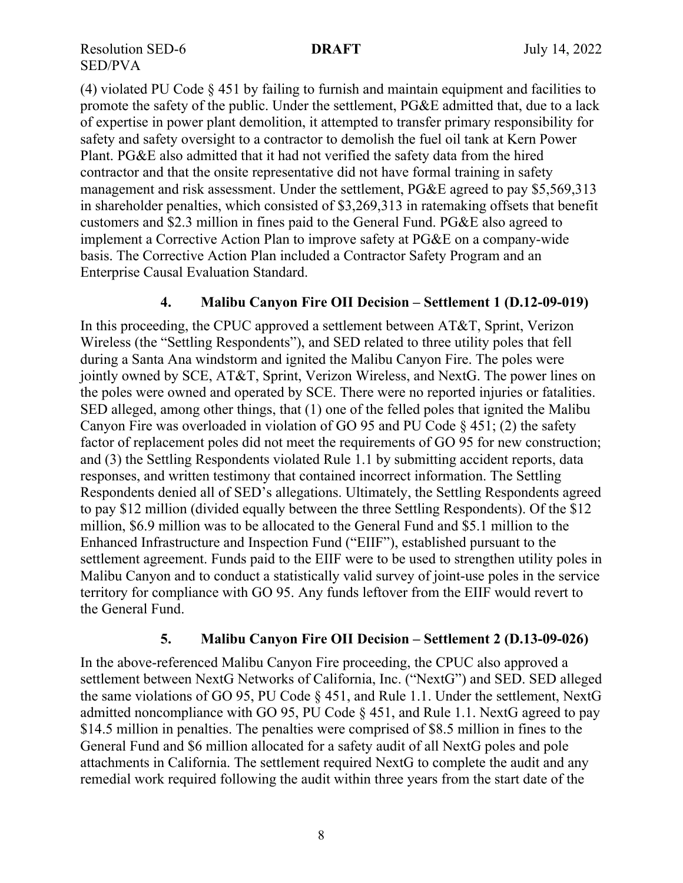(4) violated PU Code § 451 by failing to furnish and maintain equipment and facilities to promote the safety of the public. Under the settlement, PG&E admitted that, due to a lack of expertise in power plant demolition, it attempted to transfer primary responsibility for safety and safety oversight to a contractor to demolish the fuel oil tank at Kern Power Plant. PG&E also admitted that it had not verified the safety data from the hired contractor and that the onsite representative did not have formal training in safety management and risk assessment. Under the settlement, PG&E agreed to pay $5,569,313 in shareholder penalties, which consisted of $3,269,313 in ratemaking offsets that benefit customers and $2.3 million in fines paid to the General Fund. PG&E also agreed to implement a Corrective Action Plan to improve safety at PG&E on a company-wide basis. The Corrective Action Plan included a Contractor Safety Program and an Enterprise Causal Evaluation Standard.

### 4. Malibu Canyon Fire OII Decision – Settlement 1 (D.12-09-019)

In this proceeding, the CPUC approved a settlement between AT&T, Sprint, Verizon Wireless (the "Settling Respondents"), and SED related to three utility poles that fell during a Santa Ana windstorm and ignited the Malibu Canyon Fire. The poles were jointly owned by SCE, AT&T, Sprint, Verizon Wireless, and NextG. The power lines on the poles were owned and operated by SCE. There were no reported injuries or fatalities. SED alleged, among other things, that (1) one of the felled poles that ignited the Malibu Canyon Fire was overloaded in violation of GO 95 and PU Code § 451; (2) the safety factor of replacement poles did not meet the requirements of GO 95 for new construction; and (3) the Settling Respondents violated Rule 1.1 by submitting accident reports, data responses, and written testimony that contained incorrect information. The Settling Respondents denied all of SED's allegations. Ultimately, the Settling Respondents agreed to pay $12 million (divided equally between the three Settling Respondents). Of the $12 million, $6.9 million was to be allocated to the General Fund and $5.1 million to the Enhanced Infrastructure and Inspection Fund ("EIIF"), established pursuant to the settlement agreement. Funds paid to the EIIF were to be used to strengthen utility poles in Malibu Canyon and to conduct a statistically valid survey of joint-use poles in the service territory for compliance with GO 95. Any funds leftover from the EIIF would revert to the General Fund.

### 5. Malibu Canyon Fire OII Decision – Settlement 2 (D.13-09-026)

In the above-referenced Malibu Canyon Fire proceeding, the CPUC also approved a settlement between NextG Networks of California, Inc. ("NextG") and SED. SED alleged the same violations of GO 95, PU Code § 451, and Rule 1.1. Under the settlement, NextG admitted noncompliance with GO 95, PU Code § 451, and Rule 1.1. NextG agreed to pay $14.5 million in penalties. The penalties were comprised of $8.5 million in fines to the General Fund and $6 million allocated for a safety audit of all NextG poles and pole attachments in California. The settlement required NextG to complete the audit and any remedial work required following the audit within three years from the start date of the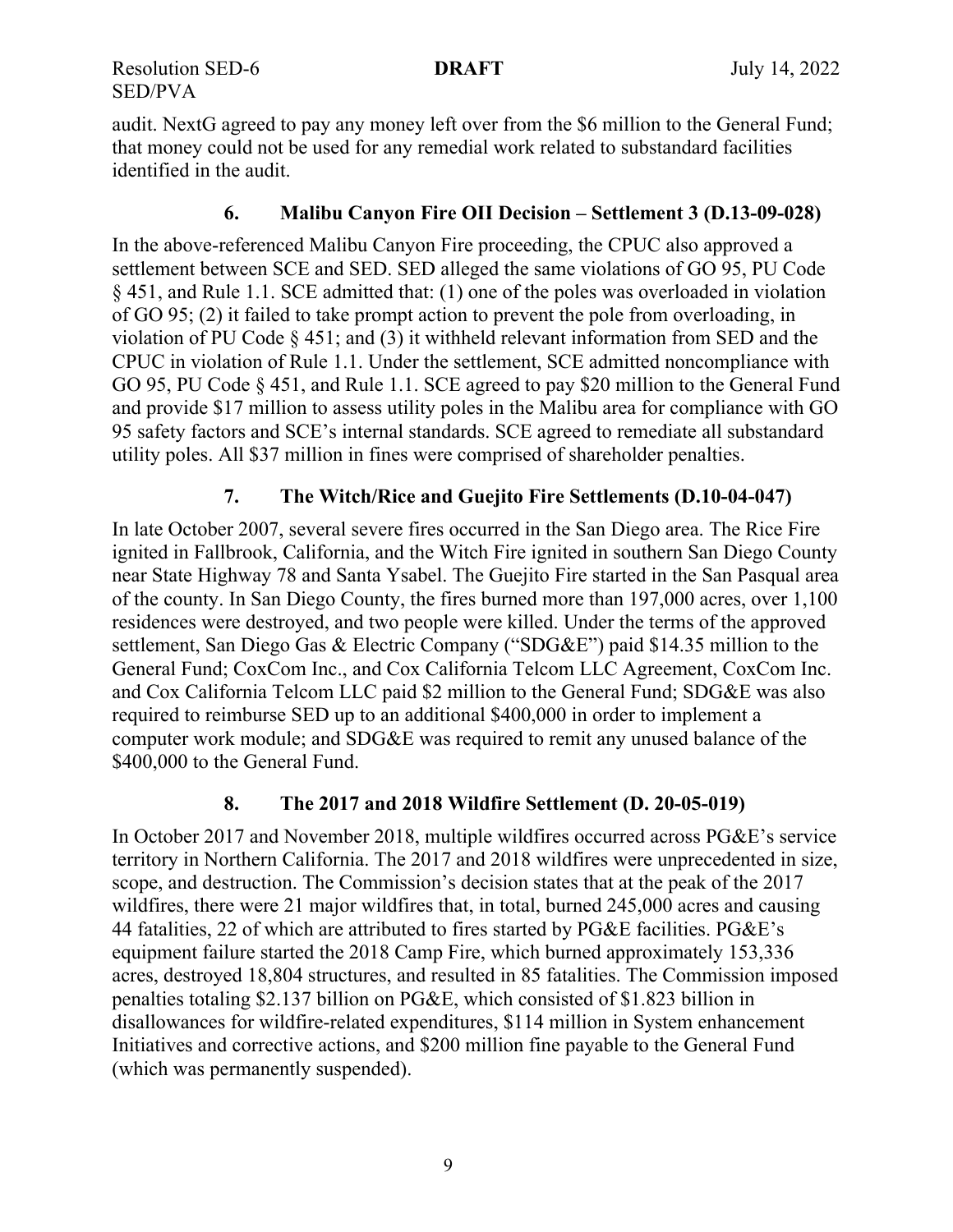audit. NextG agreed to pay any money left over from the $6 million to the General Fund; that money could not be used for any remedial work related to substandard facilities identified in the audit.

### 6. Malibu Canyon Fire OII Decision – Settlement 3 (D.13-09-028)

In the above-referenced Malibu Canyon Fire proceeding, the CPUC also approved a settlement between SCE and SED. SED alleged the same violations of GO 95, PU Code § 451, and Rule 1.1. SCE admitted that: (1) one of the poles was overloaded in violation of GO 95; (2) it failed to take prompt action to prevent the pole from overloading, in violation of PU Code § 451; and (3) it withheld relevant information from SED and the CPUC in violation of Rule 1.1. Under the settlement, SCE admitted noncompliance with GO 95, PU Code § 451, and Rule 1.1. SCE agreed to pay $20 million to the General Fund and provide $17 million to assess utility poles in the Malibu area for compliance with GO 95 safety factors and SCE's internal standards. SCE agreed to remediate all substandard utility poles. All $37 million in fines were comprised of shareholder penalties.

### 7. The Witch/Rice and Guejito Fire Settlements (D.10-04-047)

In late October 2007, several severe fires occurred in the San Diego area. The Rice Fire ignited in Fallbrook, California, and the Witch Fire ignited in southern San Diego County near State Highway 78 and Santa Ysabel. The Guejito Fire started in the San Pasqual area of the county. In San Diego County, the fires burned more than 197,000 acres, over 1,100 residences were destroyed, and two people were killed. Under the terms of the approved settlement, San Diego Gas & Electric Company ("SDG&E") paid $14.35 million to the General Fund; CoxCom Inc., and Cox California Telcom LLC Agreement, CoxCom Inc. and Cox California Telcom LLC paid $2 million to the General Fund; SDG&E was also required to reimburse SED up to an additional $400,000 in order to implement a computer work module; and SDG&E was required to remit any unused balance of the $400,000 to the General Fund.

### 8. The 2017 and 2018 Wildfire Settlement (D. 20-05-019)

In October 2017 and November 2018, multiple wildfires occurred across PG&E's service territory in Northern California. The 2017 and 2018 wildfires were unprecedented in size, scope, and destruction. The Commission's decision states that at the peak of the 2017 wildfires, there were 21 major wildfires that, in total, burned 245,000 acres and causing 44 fatalities, 22 of which are attributed to fires started by PG&E facilities. PG&E's equipment failure started the 2018 Camp Fire, which burned approximately 153,336 acres, destroyed 18,804 structures, and resulted in 85 fatalities. The Commission imposed penalties totaling $2.137 billion on PG&E, which consisted of $1.823 billion in disallowances for wildfire-related expenditures, $114 million in System enhancement Initiatives and corrective actions, and $200 million fine payable to the General Fund (which was permanently suspended).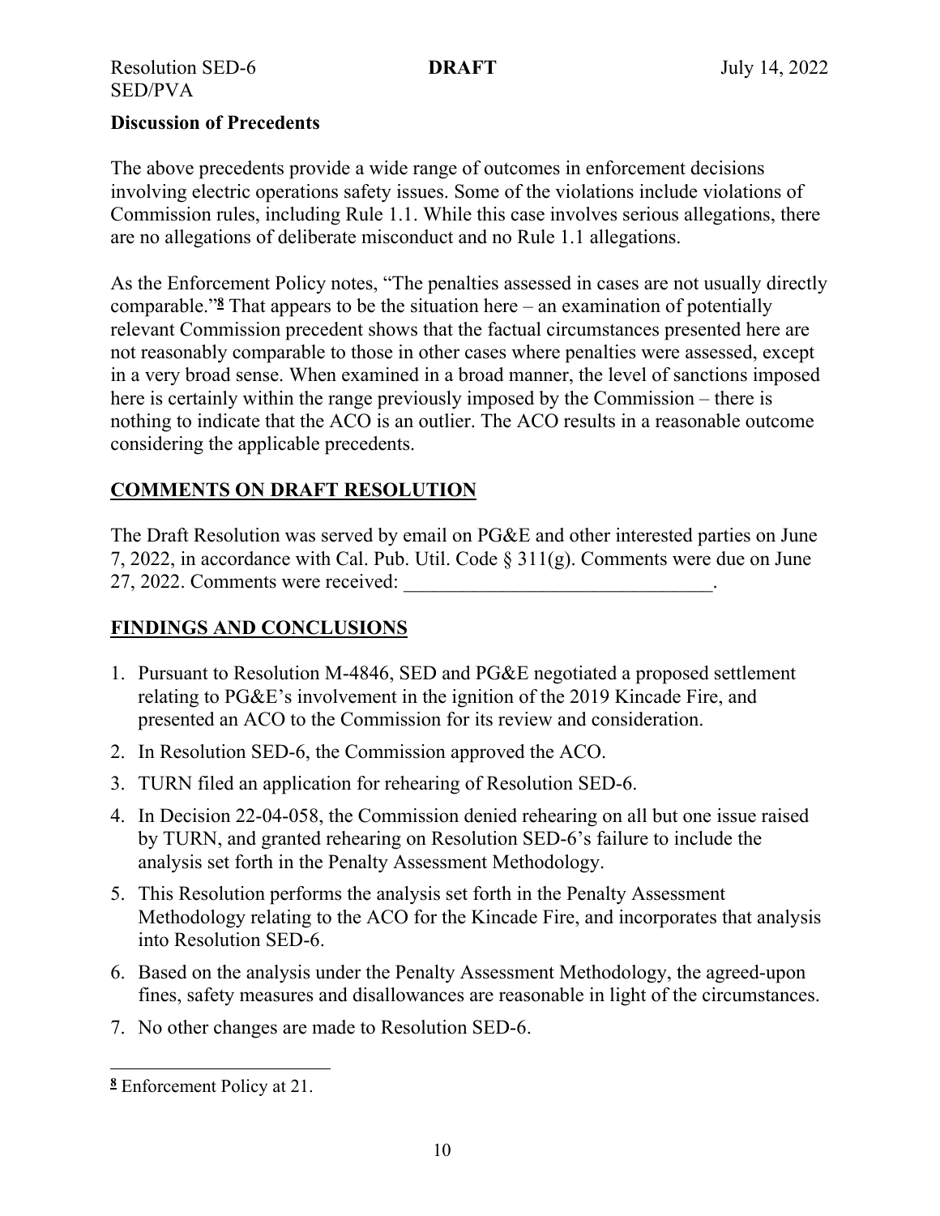**Discussion of Precedents**

The above precedents provide a wide range of outcomes in enforcement decisions involving electric operations safety issues. Some of the violations include violations of Commission rules, including Rule 1.1. While this case involves serious allegations, there are no allegations of deliberate misconduct and no Rule 1.1 allegations.

As the Enforcement Policy notes, "The penalties assessed in cases are not usually directly comparable."[8] That appears to be the situation here – an examination of potentially relevant Commission precedent shows that the factual circumstances presented here are not reasonably comparable to those in other cases where penalties were assessed, except in a very broad sense. When examined in a broad manner, the level of sanctions imposed here is certainly within the range previously imposed by the Commission – there is nothing to indicate that the ACO is an outlier. The ACO results in a reasonable outcome considering the applicable precedents.

## COMMENTS ON DRAFT RESOLUTION

The Draft Resolution was served by email on PG&E and other interested parties on June 7, 2022, in accordance with Cal. Pub. Util. Code § 311(g). Comments were due on June 27, 2022. Comments were received: _______________________________.

## FINDINGS AND CONCLUSIONS

1. Pursuant to Resolution M-4846, SED and PG&E negotiated a proposed settlement relating to PG&E's involvement in the ignition of the 2019 Kincade Fire, and presented an ACO to the Commission for its review and consideration.
2. In Resolution SED-6, the Commission approved the ACO.
3. TURN filed an application for rehearing of Resolution SED-6.
4. In Decision 22-04-058, the Commission denied rehearing on all but one issue raised by TURN, and granted rehearing on Resolution SED-6's failure to include the analysis set forth in the Penalty Assessment Methodology.
5. This Resolution performs the analysis set forth in the Penalty Assessment Methodology relating to the ACO for the Kincade Fire, and incorporates that analysis into Resolution SED-6.
6. Based on the analysis under the Penalty Assessment Methodology, the agreed-upon fines, safety measures and disallowances are reasonable in light of the circumstances.
7. No other changes are made to Resolution SED-6.

---

[8] Enforcement Policy at 21.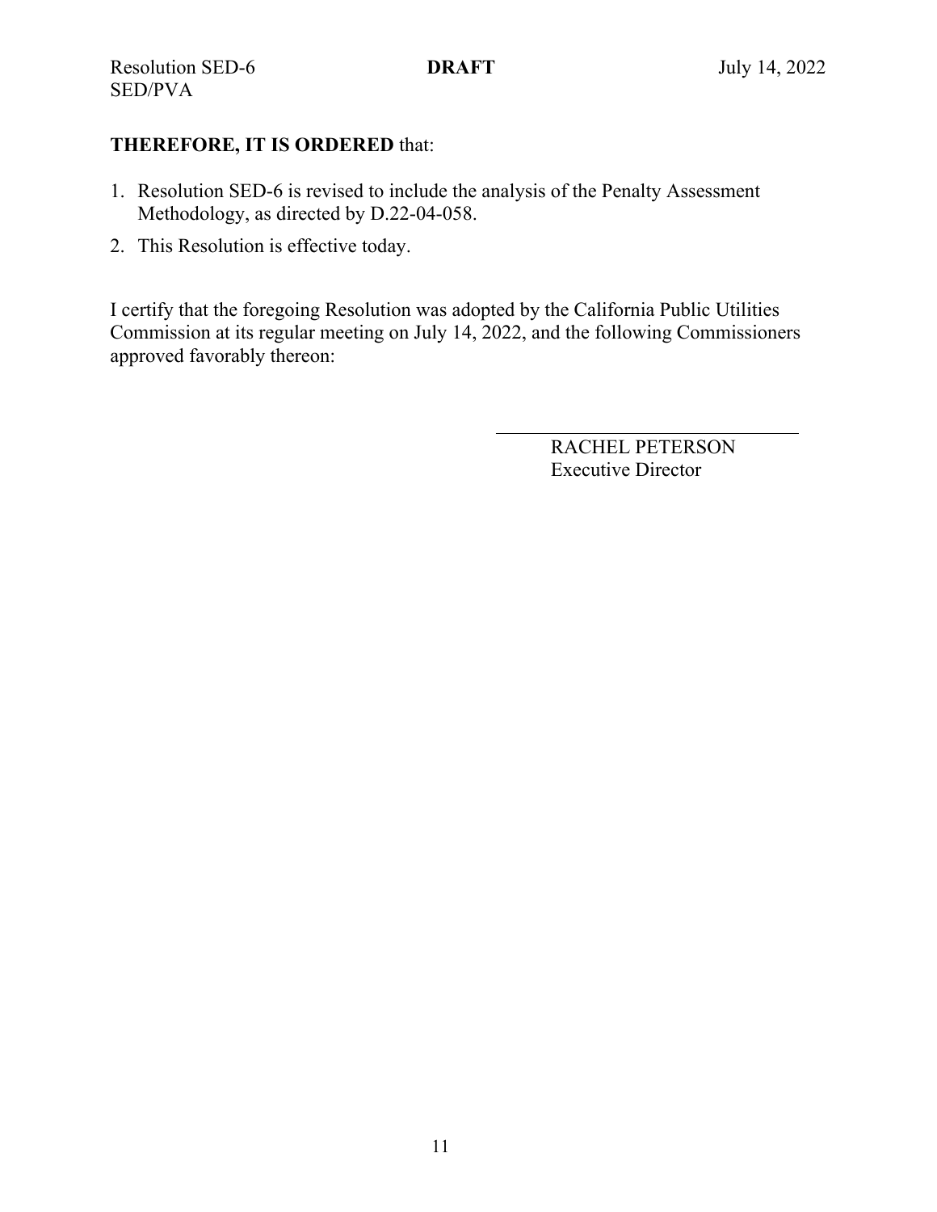**THEREFORE, IT IS ORDERED** that:

1. Resolution SED-6 is revised to include the analysis of the Penalty Assessment Methodology, as directed by D.22-04-058.
2. This Resolution is effective today.

I certify that the foregoing Resolution was adopted by the California Public Utilities Commission at its regular meeting on July 14, 2022, and the following Commissioners approved favorably thereon:

\_\_\_\_\_\_\_\_\_\_\_\_\_\_\_\_\_\_\_\_\_\_\_\_\_\_\_\_

RACHEL PETERSON
Executive Director